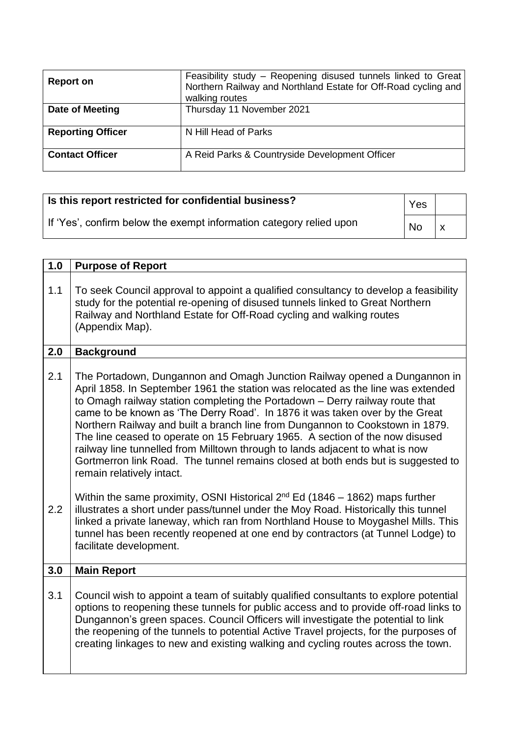| | |
|---|---|
| **Report on** | Feasibility study – Reopening disused tunnels linked to Great Northern Railway and Northland Estate for Off-Road cycling and walking routes |
| **Date of Meeting** | Thursday 11 November 2021 |
| **Reporting Officer** | N Hill Head of Parks |
| **Contact Officer** | A Reid Parks & Countryside Development Officer |

| | | |
|---|---|---|
| **Is this report restricted for confidential business?** | Yes | |
| If 'Yes', confirm below the exempt information category relied upon | No | x |

| | |
|---|---|
| **1.0** | **Purpose of Report** |
| 1.1 | To seek Council approval to appoint a qualified consultancy to develop a feasibility study for the potential re-opening of disused tunnels linked to Great Northern Railway and Northland Estate for Off-Road cycling and walking routes (Appendix Map). |
| **2.0** | **Background** |
| 2.1 | The Portadown, Dungannon and Omagh Junction Railway opened a Dungannon in April 1858. In September 1961 the station was relocated as the line was extended to Omagh railway station completing the Portadown – Derry railway route that came to be known as 'The Derry Road'. In 1876 it was taken over by the Great Northern Railway and built a branch line from Dungannon to Cookstown in 1879. The line ceased to operate on 15 February 1965. A section of the now disused railway line tunnelled from Milltown through to lands adjacent to what is now Gortmerron link Road. The tunnel remains closed at both ends but is suggested to remain relatively intact. |
| 2.2 | Within the same proximity, OSNI Historical 2nd Ed (1846 – 1862) maps further illustrates a short under pass/tunnel under the Moy Road. Historically this tunnel linked a private laneway, which ran from Northland House to Moygashel Mills. This tunnel has been recently reopened at one end by contractors (at Tunnel Lodge) to facilitate development. |
| **3.0** | **Main Report** |
| 3.1 | Council wish to appoint a team of suitably qualified consultants to explore potential options to reopening these tunnels for public access and to provide off-road links to Dungannon's green spaces. Council Officers will investigate the potential to link the reopening of the tunnels to potential Active Travel projects, for the purposes of creating linkages to new and existing walking and cycling routes across the town. |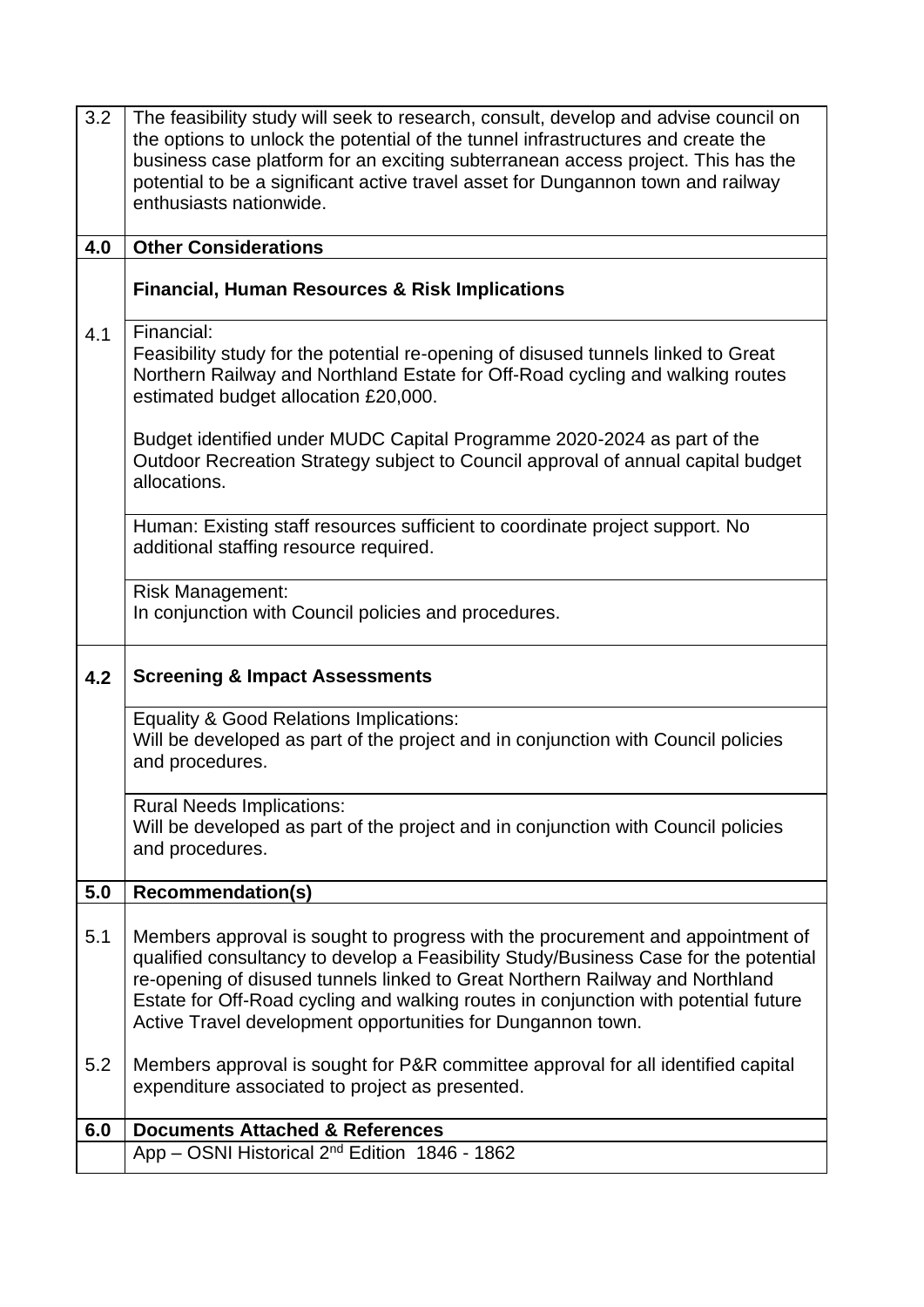| | |
|---|---|
| 3.2 | The feasibility study will seek to research, consult, develop and advise council on the options to unlock the potential of the tunnel infrastructures and create the business case platform for an exciting subterranean access project. This has the potential to be a significant active travel asset for Dungannon town and railway enthusiasts nationwide. |
| **4.0** | **Other Considerations** |
| | **Financial, Human Resources & Risk Implications** |
| 4.1 | Financial:<br>Feasibility study for the potential re-opening of disused tunnels linked to Great Northern Railway and Northland Estate for Off-Road cycling and walking routes estimated budget allocation £20,000.<br><br>Budget identified under MUDC Capital Programme 2020-2024 as part of the Outdoor Recreation Strategy subject to Council approval of annual capital budget allocations. |
| | Human: Existing staff resources sufficient to coordinate project support. No additional staffing resource required. |
| | Risk Management:<br>In conjunction with Council policies and procedures. |
| **4.2** | **Screening & Impact Assessments** |
| | Equality & Good Relations Implications:<br>Will be developed as part of the project and in conjunction with Council policies and procedures. |
| | Rural Needs Implications:<br>Will be developed as part of the project and in conjunction with Council policies and procedures. |
| **5.0** | **Recommendation(s)** |
| 5.1 | Members approval is sought to progress with the procurement and appointment of qualified consultancy to develop a Feasibility Study/Business Case for the potential re-opening of disused tunnels linked to Great Northern Railway and Northland Estate for Off-Road cycling and walking routes in conjunction with potential future Active Travel development opportunities for Dungannon town. |
| 5.2 | Members approval is sought for P&R committee approval for all identified capital expenditure associated to project as presented. |
| **6.0** | **Documents Attached & References** |
| | App – OSNI Historical 2nd Edition 1846 - 1862 |